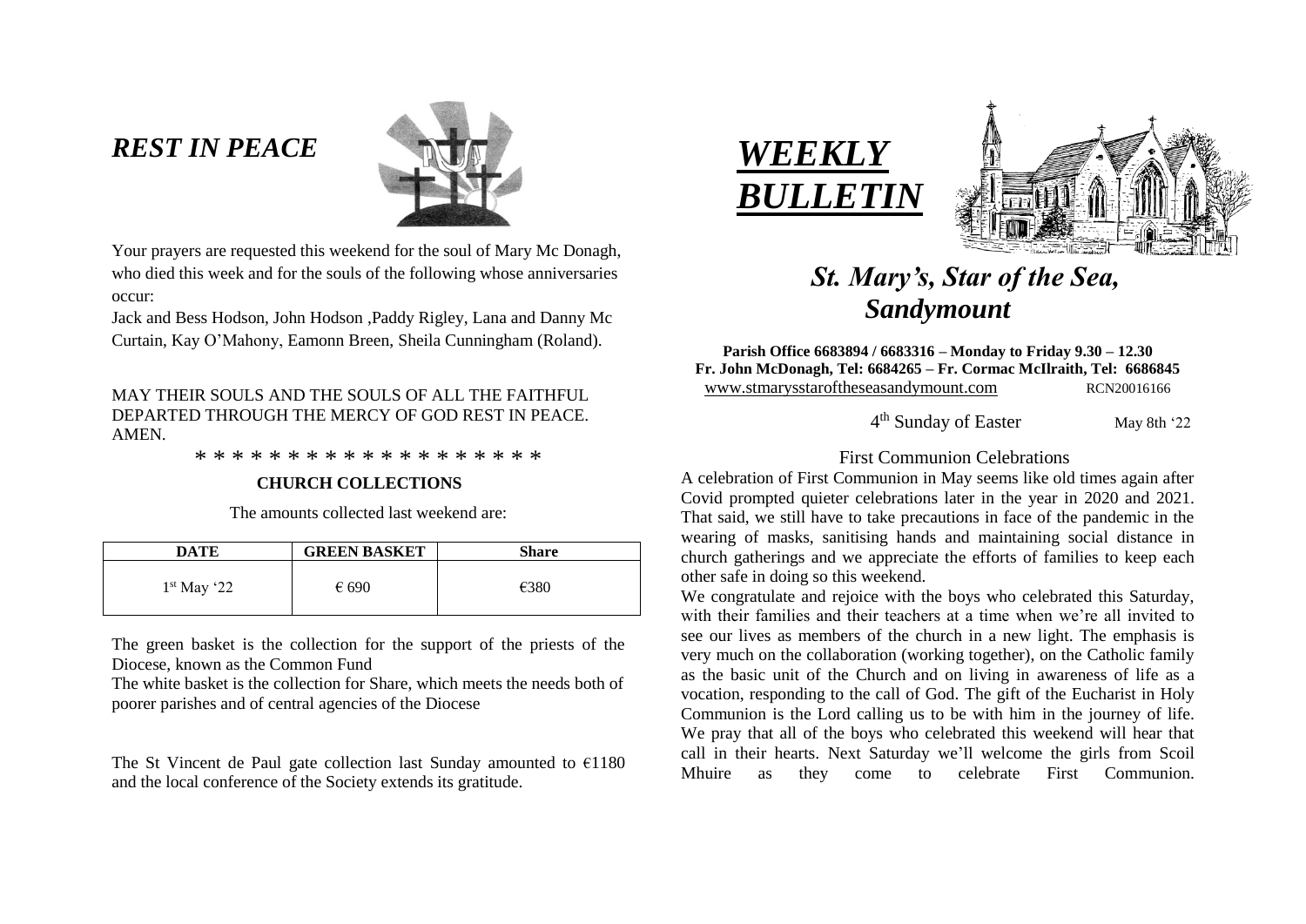## *REST IN PEACE*

Your prayers are requested this weekend for the soul of Mary Mc Donagh, who died this week and for the souls of the following whose anniversaries occur:

Jack and Bess Hodson, John Hodson ,Paddy Rigley, Lana and Danny Mc Curtain, Kay O'Mahony, Eamonn Breen, Sheila Cunningham (Roland).

MAY THEIR SOULS AND THE SOULS OF ALL THE FAITHFUL DEPARTED THROUGH THE MERCY OF GOD REST IN PEACE. AMEN.

* * * * * * * * * * * * * * * * * * *

**CHURCH COLLECTIONS**

The amounts collected last weekend are:

| DATE | GREEN BASKET | Share |
|---|---|---|
| 1st May '22 | € 690 | €380 |

The green basket is the collection for the support of the priests of the Diocese, known as the Common Fund

The white basket is the collection for Share, which meets the needs both of poorer parishes and of central agencies of the Diocese

The St Vincent de Paul gate collection last Sunday amounted to €1180 and the local conference of the Society extends its gratitude.

# *WEEKLY BULLETIN*

## *St. Mary's, Star of the Sea, Sandymount*

**Parish Office 6683894 / 6683316 – Monday to Friday 9.30 – 12.30**
**Fr. John McDonagh, Tel: 6684265 – Fr. Cormac McIlraith, Tel: 6686845**
www.stmarysstaroftheseasandymount.com RCN20016166

4th Sunday of Easter May 8th '22

### First Communion Celebrations

A celebration of First Communion in May seems like old times again after Covid prompted quieter celebrations later in the year in 2020 and 2021. That said, we still have to take precautions in face of the pandemic in the wearing of masks, sanitising hands and maintaining social distance in church gatherings and we appreciate the efforts of families to keep each other safe in doing so this weekend.

We congratulate and rejoice with the boys who celebrated this Saturday, with their families and their teachers at a time when we're all invited to see our lives as members of the church in a new light. The emphasis is very much on the collaboration (working together), on the Catholic family as the basic unit of the Church and on living in awareness of life as a vocation, responding to the call of God. The gift of the Eucharist in Holy Communion is the Lord calling us to be with him in the journey of life. We pray that all of the boys who celebrated this weekend will hear that call in their hearts. Next Saturday we'll welcome the girls from Scoil Mhuire as they come to celebrate First Communion.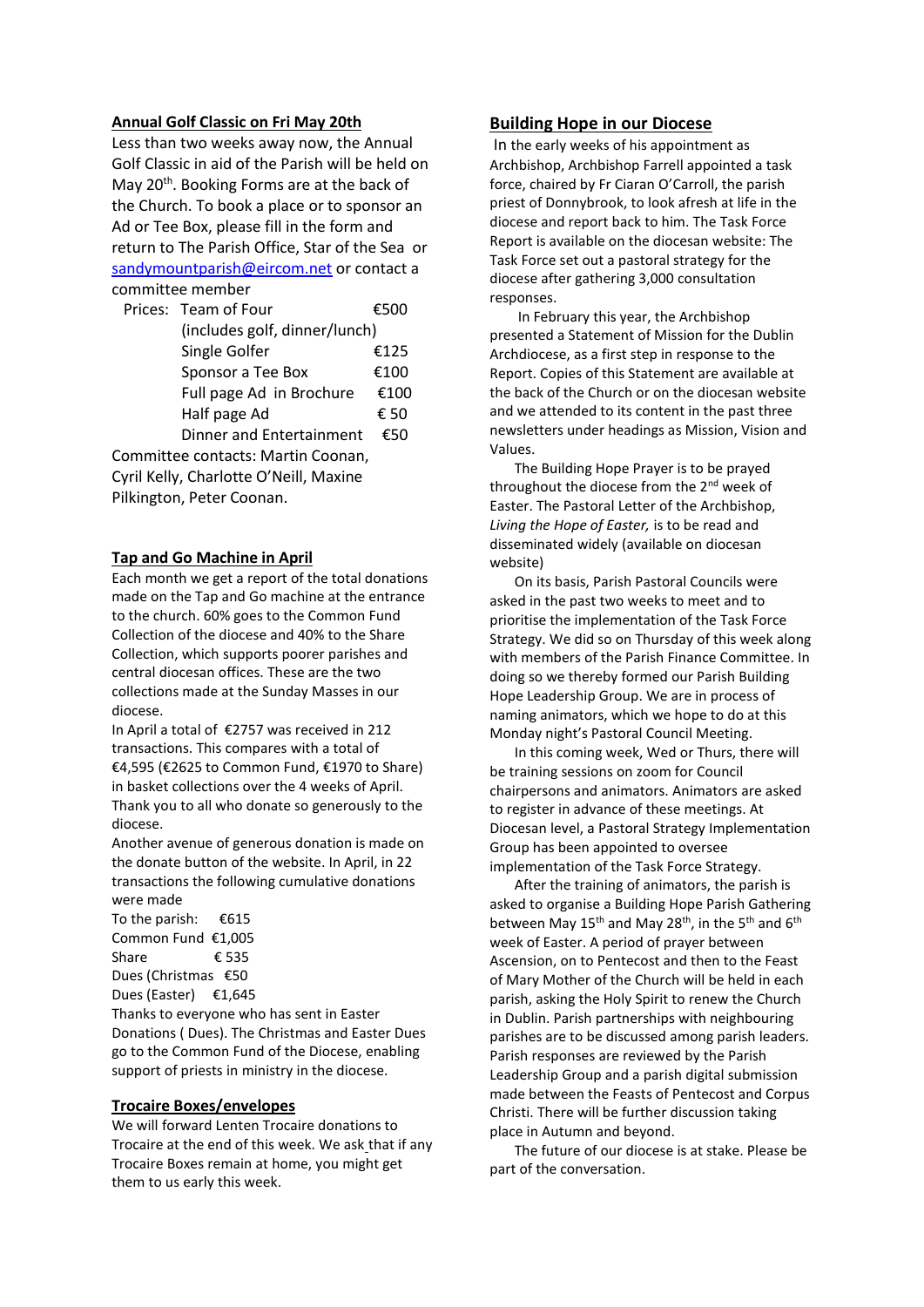## Annual Golf Classic on Fri May 20th

Less than two weeks away now, the Annual Golf Classic in aid of the Parish will be held on May 20th. Booking Forms are at the back of the Church. To book a place or to sponsor an Ad or Tee Box, please fill in the form and return to The Parish Office, Star of the Sea or sandymountparish@eircom.net or contact a committee member

| | | |
|---|---|---|
| Prices: | Team of Four (includes golf, dinner/lunch) | €500 |
| | Single Golfer | €125 |
| | Sponsor a Tee Box | €100 |
| | Full page Ad in Brochure | €100 |
| | Half page Ad | € 50 |
| | Dinner and Entertainment | €50 |

Committee contacts: Martin Coonan, Cyril Kelly, Charlotte O'Neill, Maxine Pilkington, Peter Coonan.

## Tap and Go Machine in April

Each month we get a report of the total donations made on the Tap and Go machine at the entrance to the church. 60% goes to the Common Fund Collection of the diocese and 40% to the Share Collection, which supports poorer parishes and central diocesan offices. These are the two collections made at the Sunday Masses in our diocese.

In April a total of €2757 was received in 212 transactions. This compares with a total of €4,595 (€2625 to Common Fund, €1970 to Share) in basket collections over the 4 weeks of April. Thank you to all who donate so generously to the diocese.

Another avenue of generous donation is made on the donate button of the website. In April, in 22 transactions the following cumulative donations were made

To the parish: €615
Common Fund €1,005
Share € 535
Dues (Christmas €50
Dues (Easter) €1,645

Thanks to everyone who has sent in Easter Donations ( Dues). The Christmas and Easter Dues go to the Common Fund of the Diocese, enabling support of priests in ministry in the diocese.

## Trocaire Boxes/envelopes

We will forward Lenten Trocaire donations to Trocaire at the end of this week. We ask that if any Trocaire Boxes remain at home, you might get them to us early this week.

## Building Hope in our Diocese

In the early weeks of his appointment as Archbishop, Archbishop Farrell appointed a task force, chaired by Fr Ciaran O'Carroll, the parish priest of Donnybrook, to look afresh at life in the diocese and report back to him. The Task Force Report is available on the diocesan website: The Task Force set out a pastoral strategy for the diocese after gathering 3,000 consultation responses.

In February this year, the Archbishop presented a Statement of Mission for the Dublin Archdiocese, as a first step in response to the Report. Copies of this Statement are available at the back of the Church or on the diocesan website and we attended to its content in the past three newsletters under headings as Mission, Vision and Values.

The Building Hope Prayer is to be prayed throughout the diocese from the 2nd week of Easter. The Pastoral Letter of the Archbishop, *Living the Hope of Easter,* is to be read and disseminated widely (available on diocesan website)

On its basis, Parish Pastoral Councils were asked in the past two weeks to meet and to prioritise the implementation of the Task Force Strategy. We did so on Thursday of this week along with members of the Parish Finance Committee. In doing so we thereby formed our Parish Building Hope Leadership Group. We are in process of naming animators, which we hope to do at this Monday night's Pastoral Council Meeting.

In this coming week, Wed or Thurs, there will be training sessions on zoom for Council chairpersons and animators. Animators are asked to register in advance of these meetings. At Diocesan level, a Pastoral Strategy Implementation Group has been appointed to oversee implementation of the Task Force Strategy.

After the training of animators, the parish is asked to organise a Building Hope Parish Gathering between May 15th and May 28th, in the 5th and 6th week of Easter. A period of prayer between Ascension, on to Pentecost and then to the Feast of Mary Mother of the Church will be held in each parish, asking the Holy Spirit to renew the Church in Dublin. Parish partnerships with neighbouring parishes are to be discussed among parish leaders. Parish responses are reviewed by the Parish Leadership Group and a parish digital submission made between the Feasts of Pentecost and Corpus Christi. There will be further discussion taking place in Autumn and beyond.

The future of our diocese is at stake. Please be part of the conversation.